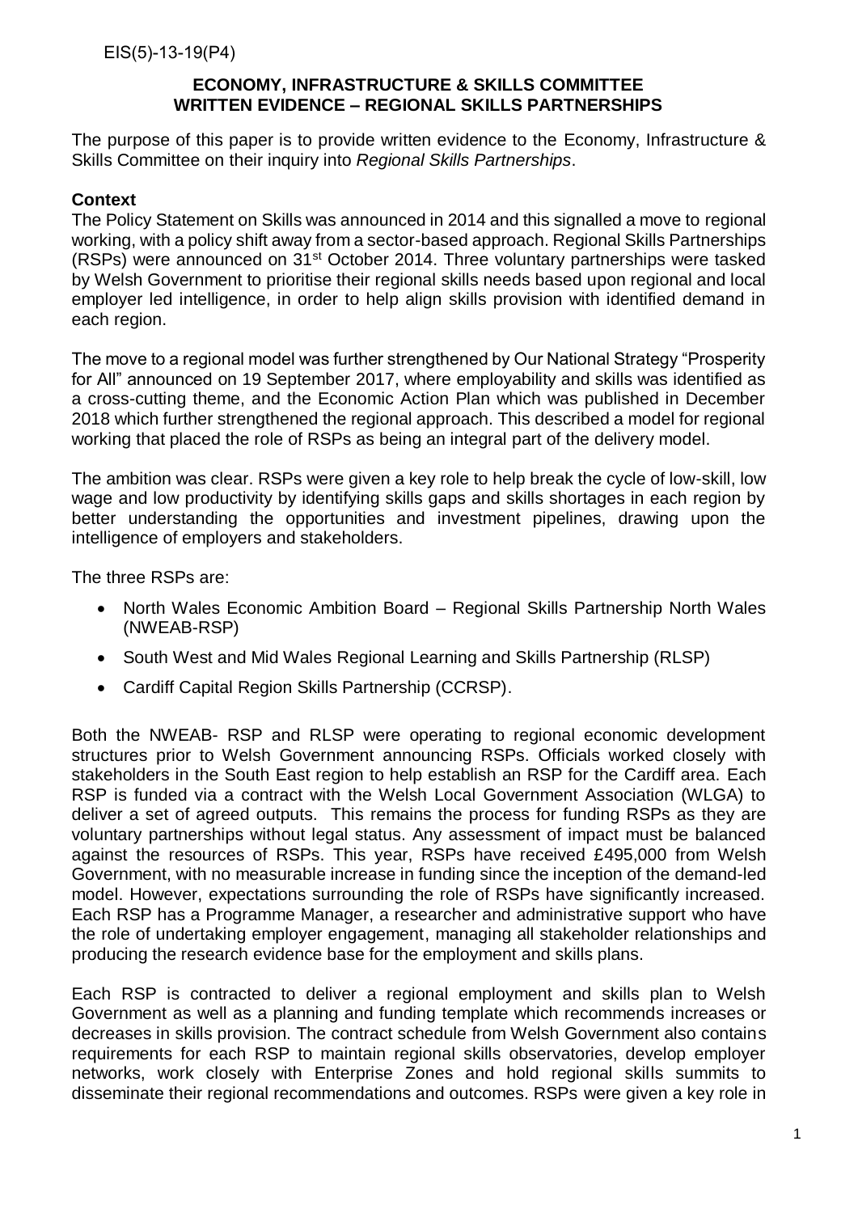EIS(5)-13-19(P4)

**ECONOMY, INFRASTRUCTURE & SKILLS COMMITTEE**
**WRITTEN EVIDENCE – REGIONAL SKILLS PARTNERSHIPS**

The purpose of this paper is to provide written evidence to the Economy, Infrastructure & Skills Committee on their inquiry into *Regional Skills Partnerships*.

**Context**

The Policy Statement on Skills was announced in 2014 and this signalled a move to regional working, with a policy shift away from a sector-based approach. Regional Skills Partnerships (RSPs) were announced on 31st October 2014. Three voluntary partnerships were tasked by Welsh Government to prioritise their regional skills needs based upon regional and local employer led intelligence, in order to help align skills provision with identified demand in each region.

The move to a regional model was further strengthened by Our National Strategy "Prosperity for All" announced on 19 September 2017, where employability and skills was identified as a cross-cutting theme, and the Economic Action Plan which was published in December 2018 which further strengthened the regional approach. This described a model for regional working that placed the role of RSPs as being an integral part of the delivery model.

The ambition was clear. RSPs were given a key role to help break the cycle of low-skill, low wage and low productivity by identifying skills gaps and skills shortages in each region by better understanding the opportunities and investment pipelines, drawing upon the intelligence of employers and stakeholders.

The three RSPs are:

- North Wales Economic Ambition Board – Regional Skills Partnership North Wales (NWEAB-RSP)
- South West and Mid Wales Regional Learning and Skills Partnership (RLSP)
- Cardiff Capital Region Skills Partnership (CCRSP).

Both the NWEAB- RSP and RLSP were operating to regional economic development structures prior to Welsh Government announcing RSPs. Officials worked closely with stakeholders in the South East region to help establish an RSP for the Cardiff area. Each RSP is funded via a contract with the Welsh Local Government Association (WLGA) to deliver a set of agreed outputs. This remains the process for funding RSPs as they are voluntary partnerships without legal status. Any assessment of impact must be balanced against the resources of RSPs. This year, RSPs have received £495,000 from Welsh Government, with no measurable increase in funding since the inception of the demand-led model. However, expectations surrounding the role of RSPs have significantly increased. Each RSP has a Programme Manager, a researcher and administrative support who have the role of undertaking employer engagement, managing all stakeholder relationships and producing the research evidence base for the employment and skills plans.

Each RSP is contracted to deliver a regional employment and skills plan to Welsh Government as well as a planning and funding template which recommends increases or decreases in skills provision. The contract schedule from Welsh Government also contains requirements for each RSP to maintain regional skills observatories, develop employer networks, work closely with Enterprise Zones and hold regional skills summits to disseminate their regional recommendations and outcomes. RSPs were given a key role in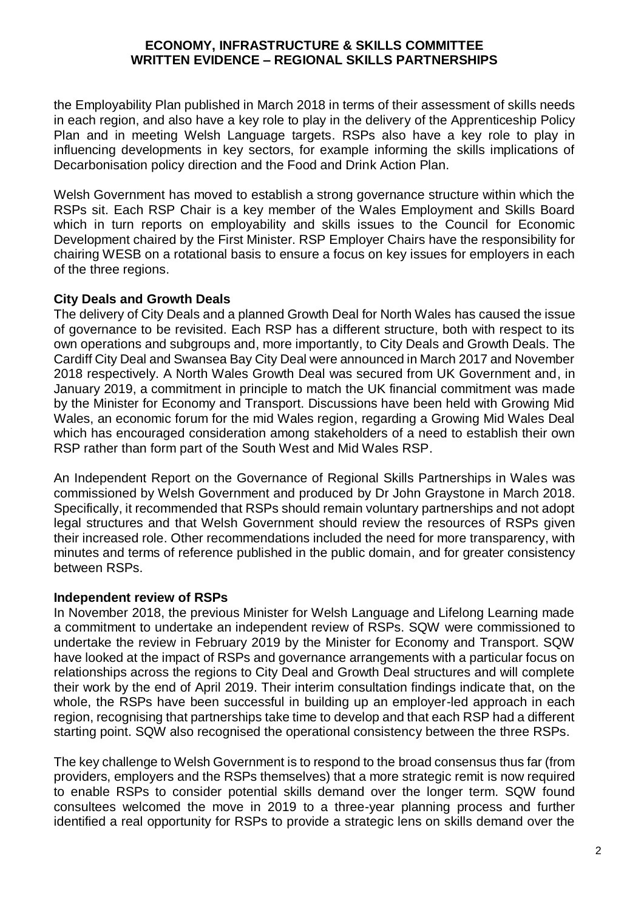the Employability Plan published in March 2018 in terms of their assessment of skills needs in each region, and also have a key role to play in the delivery of the Apprenticeship Policy Plan and in meeting Welsh Language targets. RSPs also have a key role to play in influencing developments in key sectors, for example informing the skills implications of Decarbonisation policy direction and the Food and Drink Action Plan.

Welsh Government has moved to establish a strong governance structure within which the RSPs sit. Each RSP Chair is a key member of the Wales Employment and Skills Board which in turn reports on employability and skills issues to the Council for Economic Development chaired by the First Minister. RSP Employer Chairs have the responsibility for chairing WESB on a rotational basis to ensure a focus on key issues for employers in each of the three regions.

**City Deals and Growth Deals**

The delivery of City Deals and a planned Growth Deal for North Wales has caused the issue of governance to be revisited. Each RSP has a different structure, both with respect to its own operations and subgroups and, more importantly, to City Deals and Growth Deals. The Cardiff City Deal and Swansea Bay City Deal were announced in March 2017 and November 2018 respectively. A North Wales Growth Deal was secured from UK Government and, in January 2019, a commitment in principle to match the UK financial commitment was made by the Minister for Economy and Transport. Discussions have been held with Growing Mid Wales, an economic forum for the mid Wales region, regarding a Growing Mid Wales Deal which has encouraged consideration among stakeholders of a need to establish their own RSP rather than form part of the South West and Mid Wales RSP.

An Independent Report on the Governance of Regional Skills Partnerships in Wales was commissioned by Welsh Government and produced by Dr John Graystone in March 2018. Specifically, it recommended that RSPs should remain voluntary partnerships and not adopt legal structures and that Welsh Government should review the resources of RSPs given their increased role. Other recommendations included the need for more transparency, with minutes and terms of reference published in the public domain, and for greater consistency between RSPs.

**Independent review of RSPs**

In November 2018, the previous Minister for Welsh Language and Lifelong Learning made a commitment to undertake an independent review of RSPs. SQW were commissioned to undertake the review in February 2019 by the Minister for Economy and Transport. SQW have looked at the impact of RSPs and governance arrangements with a particular focus on relationships across the regions to City Deal and Growth Deal structures and will complete their work by the end of April 2019. Their interim consultation findings indicate that, on the whole, the RSPs have been successful in building up an employer-led approach in each region, recognising that partnerships take time to develop and that each RSP had a different starting point. SQW also recognised the operational consistency between the three RSPs.

The key challenge to Welsh Government is to respond to the broad consensus thus far (from providers, employers and the RSPs themselves) that a more strategic remit is now required to enable RSPs to consider potential skills demand over the longer term. SQW found consultees welcomed the move in 2019 to a three-year planning process and further identified a real opportunity for RSPs to provide a strategic lens on skills demand over the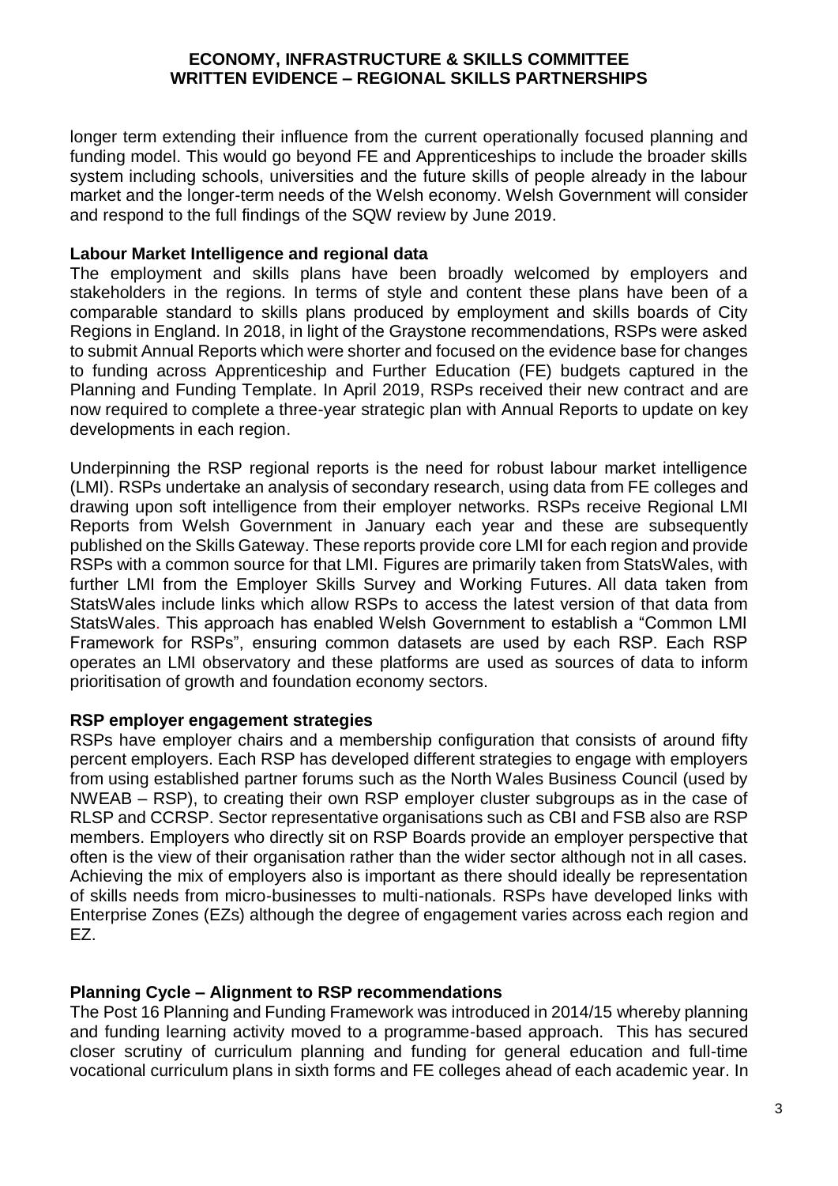longer term extending their influence from the current operationally focused planning and funding model. This would go beyond FE and Apprenticeships to include the broader skills system including schools, universities and the future skills of people already in the labour market and the longer-term needs of the Welsh economy. Welsh Government will consider and respond to the full findings of the SQW review by June 2019.

**Labour Market Intelligence and regional data**

The employment and skills plans have been broadly welcomed by employers and stakeholders in the regions. In terms of style and content these plans have been of a comparable standard to skills plans produced by employment and skills boards of City Regions in England. In 2018, in light of the Graystone recommendations, RSPs were asked to submit Annual Reports which were shorter and focused on the evidence base for changes to funding across Apprenticeship and Further Education (FE) budgets captured in the Planning and Funding Template. In April 2019, RSPs received their new contract and are now required to complete a three-year strategic plan with Annual Reports to update on key developments in each region.

Underpinning the RSP regional reports is the need for robust labour market intelligence (LMI). RSPs undertake an analysis of secondary research, using data from FE colleges and drawing upon soft intelligence from their employer networks. RSPs receive Regional LMI Reports from Welsh Government in January each year and these are subsequently published on the Skills Gateway. These reports provide core LMI for each region and provide RSPs with a common source for that LMI. Figures are primarily taken from StatsWales, with further LMI from the Employer Skills Survey and Working Futures. All data taken from StatsWales include links which allow RSPs to access the latest version of that data from StatsWales. This approach has enabled Welsh Government to establish a "Common LMI Framework for RSPs", ensuring common datasets are used by each RSP. Each RSP operates an LMI observatory and these platforms are used as sources of data to inform prioritisation of growth and foundation economy sectors.

**RSP employer engagement strategies**

RSPs have employer chairs and a membership configuration that consists of around fifty percent employers. Each RSP has developed different strategies to engage with employers from using established partner forums such as the North Wales Business Council (used by NWEAB – RSP), to creating their own RSP employer cluster subgroups as in the case of RLSP and CCRSP. Sector representative organisations such as CBI and FSB also are RSP members. Employers who directly sit on RSP Boards provide an employer perspective that often is the view of their organisation rather than the wider sector although not in all cases. Achieving the mix of employers also is important as there should ideally be representation of skills needs from micro-businesses to multi-nationals. RSPs have developed links with Enterprise Zones (EZs) although the degree of engagement varies across each region and EZ.

**Planning Cycle – Alignment to RSP recommendations**

The Post 16 Planning and Funding Framework was introduced in 2014/15 whereby planning and funding learning activity moved to a programme-based approach. This has secured closer scrutiny of curriculum planning and funding for general education and full-time vocational curriculum plans in sixth forms and FE colleges ahead of each academic year. In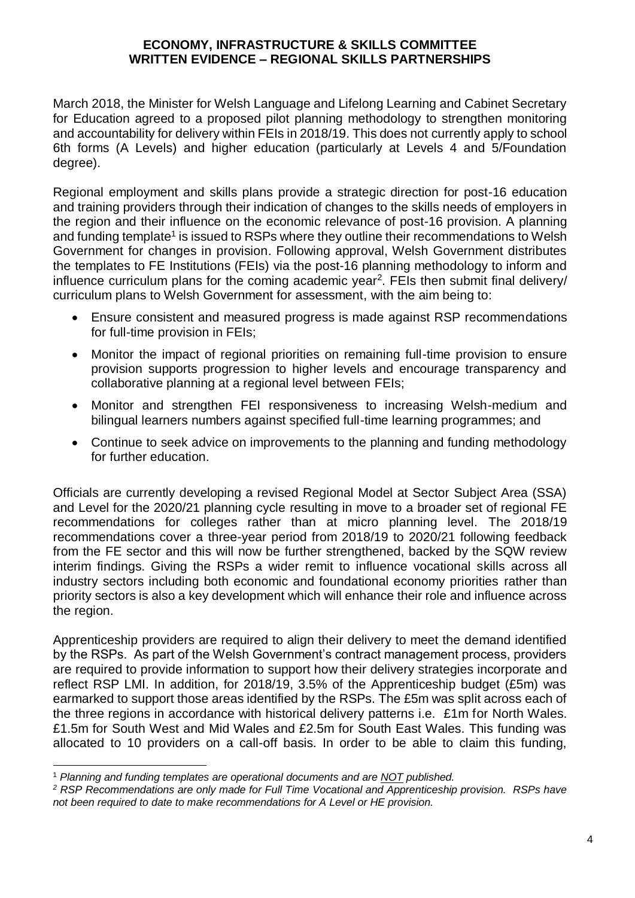**ECONOMY, INFRASTRUCTURE & SKILLS COMMITTEE**
**WRITTEN EVIDENCE – REGIONAL SKILLS PARTNERSHIPS**

March 2018, the Minister for Welsh Language and Lifelong Learning and Cabinet Secretary for Education agreed to a proposed pilot planning methodology to strengthen monitoring and accountability for delivery within FEIs in 2018/19. This does not currently apply to school 6th forms (A Levels) and higher education (particularly at Levels 4 and 5/Foundation degree).

Regional employment and skills plans provide a strategic direction for post-16 education and training providers through their indication of changes to the skills needs of employers in the region and their influence on the economic relevance of post-16 provision. A planning and funding template[1] is issued to RSPs where they outline their recommendations to Welsh Government for changes in provision. Following approval, Welsh Government distributes the templates to FE Institutions (FEIs) via the post-16 planning methodology to inform and influence curriculum plans for the coming academic year[2]. FEIs then submit final delivery/ curriculum plans to Welsh Government for assessment, with the aim being to:

- Ensure consistent and measured progress is made against RSP recommendations for full-time provision in FEIs;
- Monitor the impact of regional priorities on remaining full-time provision to ensure provision supports progression to higher levels and encourage transparency and collaborative planning at a regional level between FEIs;
- Monitor and strengthen FEI responsiveness to increasing Welsh-medium and bilingual learners numbers against specified full-time learning programmes; and
- Continue to seek advice on improvements to the planning and funding methodology for further education.

Officials are currently developing a revised Regional Model at Sector Subject Area (SSA) and Level for the 2020/21 planning cycle resulting in move to a broader set of regional FE recommendations for colleges rather than at micro planning level. The 2018/19 recommendations cover a three-year period from 2018/19 to 2020/21 following feedback from the FE sector and this will now be further strengthened, backed by the SQW review interim findings. Giving the RSPs a wider remit to influence vocational skills across all industry sectors including both economic and foundational economy priorities rather than priority sectors is also a key development which will enhance their role and influence across the region.

Apprenticeship providers are required to align their delivery to meet the demand identified by the RSPs. As part of the Welsh Government's contract management process, providers are required to provide information to support how their delivery strategies incorporate and reflect RSP LMI. In addition, for 2018/19, 3.5% of the Apprenticeship budget (£5m) was earmarked to support those areas identified by the RSPs. The £5m was split across each of the three regions in accordance with historical delivery patterns i.e. £1m for North Wales. £1.5m for South West and Mid Wales and £2.5m for South East Wales. This funding was allocated to 10 providers on a call-off basis. In order to be able to claim this funding,

---

[1] *Planning and funding templates are operational documents and are NOT published.*

[2] *RSP Recommendations are only made for Full Time Vocational and Apprenticeship provision. RSPs have not been required to date to make recommendations for A Level or HE provision.*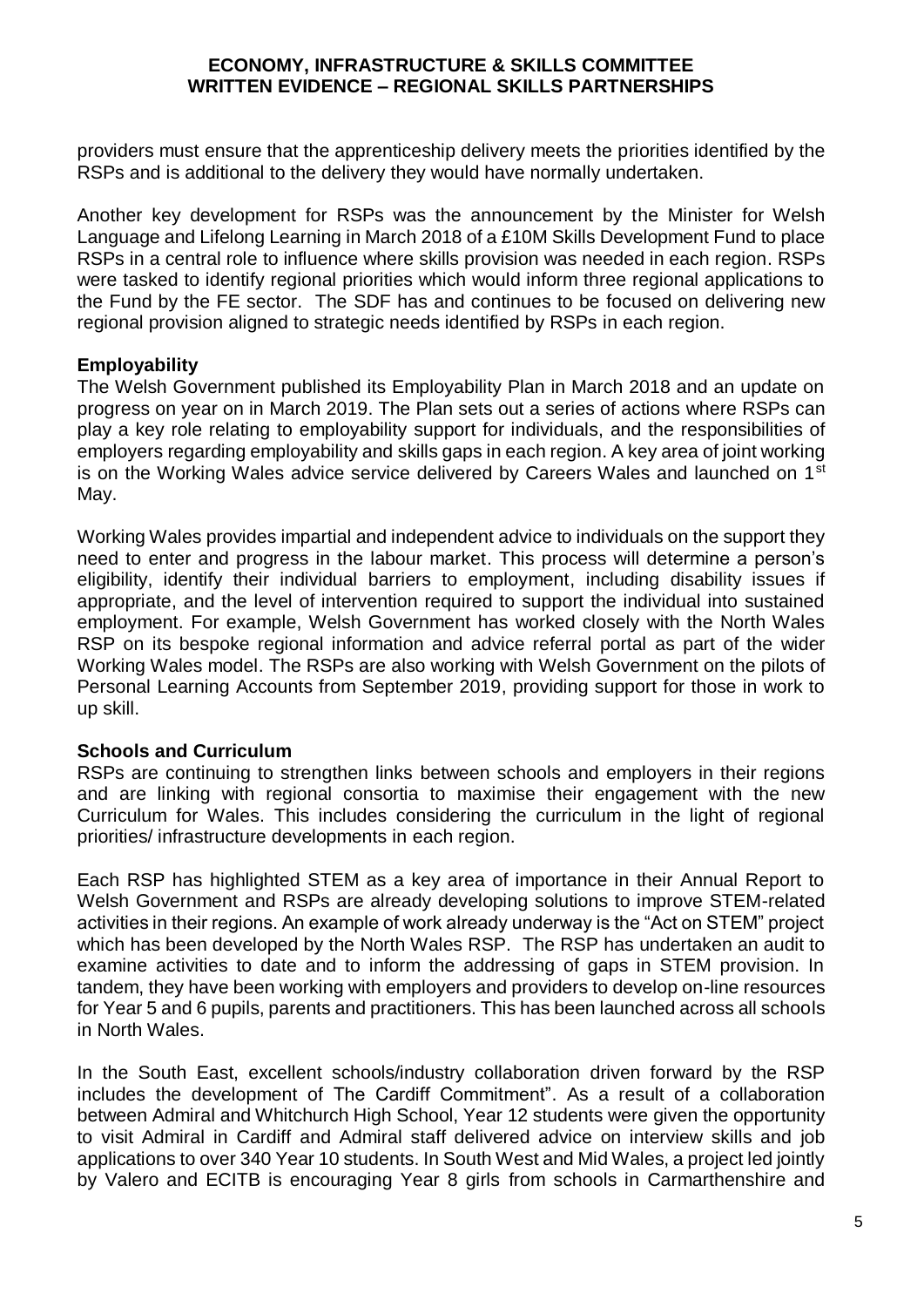providers must ensure that the apprenticeship delivery meets the priorities identified by the RSPs and is additional to the delivery they would have normally undertaken.

Another key development for RSPs was the announcement by the Minister for Welsh Language and Lifelong Learning in March 2018 of a £10M Skills Development Fund to place RSPs in a central role to influence where skills provision was needed in each region. RSPs were tasked to identify regional priorities which would inform three regional applications to the Fund by the FE sector. The SDF has and continues to be focused on delivering new regional provision aligned to strategic needs identified by RSPs in each region.

**Employability**

The Welsh Government published its Employability Plan in March 2018 and an update on progress on year on in March 2019. The Plan sets out a series of actions where RSPs can play a key role relating to employability support for individuals, and the responsibilities of employers regarding employability and skills gaps in each region. A key area of joint working is on the Working Wales advice service delivered by Careers Wales and launched on 1st May.

Working Wales provides impartial and independent advice to individuals on the support they need to enter and progress in the labour market. This process will determine a person's eligibility, identify their individual barriers to employment, including disability issues if appropriate, and the level of intervention required to support the individual into sustained employment. For example, Welsh Government has worked closely with the North Wales RSP on its bespoke regional information and advice referral portal as part of the wider Working Wales model. The RSPs are also working with Welsh Government on the pilots of Personal Learning Accounts from September 2019, providing support for those in work to up skill.

**Schools and Curriculum**

RSPs are continuing to strengthen links between schools and employers in their regions and are linking with regional consortia to maximise their engagement with the new Curriculum for Wales. This includes considering the curriculum in the light of regional priorities/ infrastructure developments in each region.

Each RSP has highlighted STEM as a key area of importance in their Annual Report to Welsh Government and RSPs are already developing solutions to improve STEM-related activities in their regions. An example of work already underway is the "Act on STEM" project which has been developed by the North Wales RSP. The RSP has undertaken an audit to examine activities to date and to inform the addressing of gaps in STEM provision. In tandem, they have been working with employers and providers to develop on-line resources for Year 5 and 6 pupils, parents and practitioners. This has been launched across all schools in North Wales.

In the South East, excellent schools/industry collaboration driven forward by the RSP includes the development of The Cardiff Commitment". As a result of a collaboration between Admiral and Whitchurch High School, Year 12 students were given the opportunity to visit Admiral in Cardiff and Admiral staff delivered advice on interview skills and job applications to over 340 Year 10 students. In South West and Mid Wales, a project led jointly by Valero and ECITB is encouraging Year 8 girls from schools in Carmarthenshire and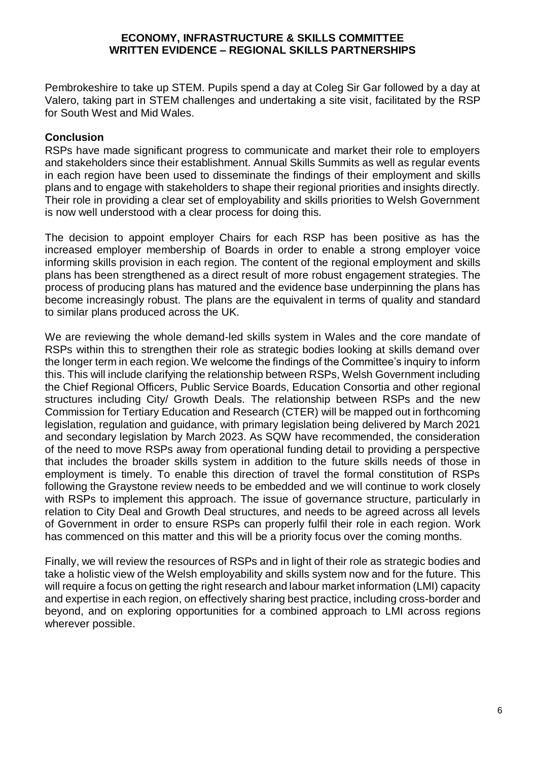Pembrokeshire to take up STEM. Pupils spend a day at Coleg Sir Gar followed by a day at Valero, taking part in STEM challenges and undertaking a site visit, facilitated by the RSP for South West and Mid Wales.

**Conclusion**

RSPs have made significant progress to communicate and market their role to employers and stakeholders since their establishment. Annual Skills Summits as well as regular events in each region have been used to disseminate the findings of their employment and skills plans and to engage with stakeholders to shape their regional priorities and insights directly. Their role in providing a clear set of employability and skills priorities to Welsh Government is now well understood with a clear process for doing this.

The decision to appoint employer Chairs for each RSP has been positive as has the increased employer membership of Boards in order to enable a strong employer voice informing skills provision in each region. The content of the regional employment and skills plans has been strengthened as a direct result of more robust engagement strategies. The process of producing plans has matured and the evidence base underpinning the plans has become increasingly robust. The plans are the equivalent in terms of quality and standard to similar plans produced across the UK.

We are reviewing the whole demand-led skills system in Wales and the core mandate of RSPs within this to strengthen their role as strategic bodies looking at skills demand over the longer term in each region. We welcome the findings of the Committee's inquiry to inform this. This will include clarifying the relationship between RSPs, Welsh Government including the Chief Regional Officers, Public Service Boards, Education Consortia and other regional structures including City/ Growth Deals. The relationship between RSPs and the new Commission for Tertiary Education and Research (CTER) will be mapped out in forthcoming legislation, regulation and guidance, with primary legislation being delivered by March 2021 and secondary legislation by March 2023. As SQW have recommended, the consideration of the need to move RSPs away from operational funding detail to providing a perspective that includes the broader skills system in addition to the future skills needs of those in employment is timely. To enable this direction of travel the formal constitution of RSPs following the Graystone review needs to be embedded and we will continue to work closely with RSPs to implement this approach. The issue of governance structure, particularly in relation to City Deal and Growth Deal structures, and needs to be agreed across all levels of Government in order to ensure RSPs can properly fulfil their role in each region. Work has commenced on this matter and this will be a priority focus over the coming months.

Finally, we will review the resources of RSPs and in light of their role as strategic bodies and take a holistic view of the Welsh employability and skills system now and for the future. This will require a focus on getting the right research and labour market information (LMI) capacity and expertise in each region, on effectively sharing best practice, including cross-border and beyond, and on exploring opportunities for a combined approach to LMI across regions wherever possible.